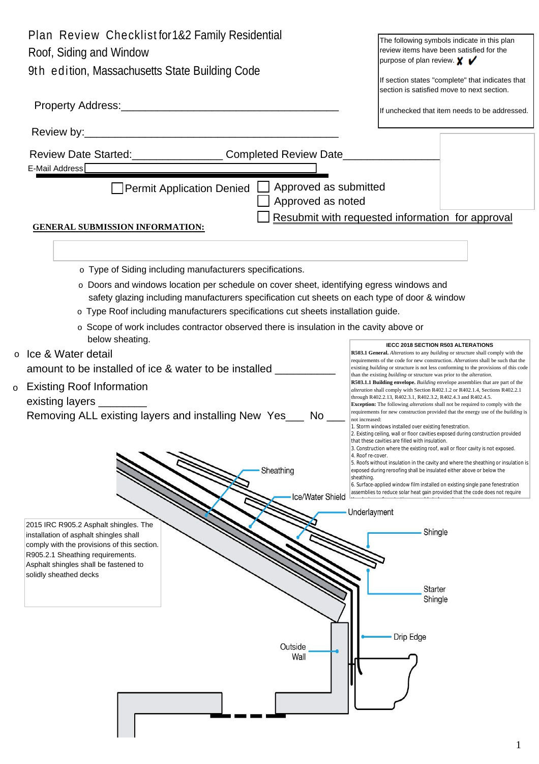# Plan Review Checklist for 1&2 Family Residential Roof, Siding and Window

## 9th edition, Massachusetts State Building Code

The following symbols indicate in this plan review items have been satisfied for the purpose of plan review. ✗ ✓

If section states "complete" that indicates that section is satisfied move to next section.

If unchecked that item needs to be addressed.

Property Address:___________________________________

Review by:___________________________________________

Review Date Started:_______________ Completed Review Date________________

E-Mail Address

☐ Permit Application Denied ☐ Approved as submitted
☐ Approved as noted
☐ Resubmit with requested information for approval

**GENERAL SUBMISSION INFORMATION:**

- Type of Siding including manufacturers specifications.
- Doors and windows location per schedule on cover sheet, identifying egress windows and safety glazing including manufacturers specification cut sheets on each type of door & window
- Type Roof including manufacturers specifications cut sheets installation guide.
- Scope of work includes contractor observed there is insulation in the cavity above or below sheating.

- Ice & Water detail
  amount to be installed of ice & water to be installed __________
- Existing Roof Information
  existing layers ________
  Removing ALL existing layers and installing New Yes___ No ___

**IECC 2018 SECTION R503 ALTERATIONS**

**R503.1 General.** *Alterations* to any *building* or structure shall comply with the requirements of the code for new construction. *Alterations* shall be such that the existing *building* or structure is not less conforming to the provisions of this code than the existing *building* or structure was prior to the *alteration*.

**R503.1.1 Building envelope.** *Building* envelope assemblies that are part of the *alteration* shall comply with Section R402.1.2 or R402.1.4, Sections R402.2.1 through R402.2.13, R402.3.1, R402.3.2, R402.4.3 and R402.4.5.

**Exception:** The following *alterations* shall not be required to comply with the requirements for new construction provided that the energy use of the *building* is not increased:

1. Storm windows installed over existing fenestration.
2. Existing ceiling, wall or floor cavities exposed during construction provided that these cavities are filled with insulation.
3. Construction where the existing roof, wall or floor cavity is not exposed.
4. Roof re-cover.
5. Roofs without insulation in the cavity and where the sheathing or insulation is exposed during reroofing shall be insulated either above or below the sheathing.
6. Surface-applied window film installed on existing single pane fenestration assemblies to reduce solar heat gain provided that the code does not require

Sheathing
Ice/Water Shield
Underlayment
Shingle
Starter Shingle
Drip Edge
Outside Wall

2015 IRC R905.2 Asphalt shingles. The installation of asphalt shingles shall comply with the provisions of this section. R905.2.1 Sheathing requirements. Asphalt shingles shall be fastened to solidly sheathed decks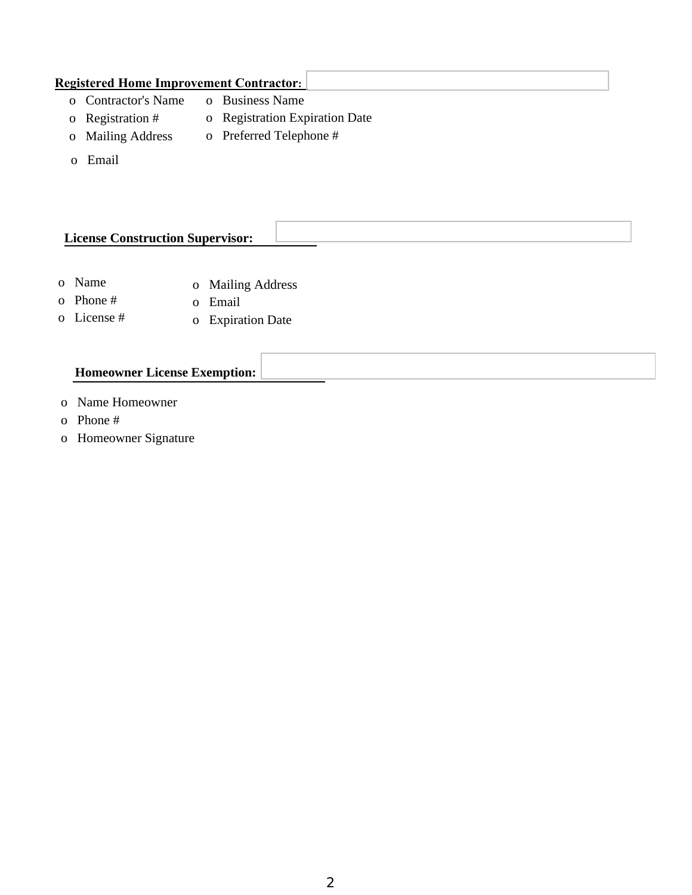**Registered Home Improvement Contractor:**

- Contractor's Name
- Registration #
- Mailing Address
- Email
- Business Name
- Registration Expiration Date
- Preferred Telephone #

**License Construction Supervisor:**

- Name
- Phone #
- License #
- Mailing Address
- Email
- Expiration Date

**Homeowner License Exemption:**

- Name Homeowner
- Phone #
- Homeowner Signature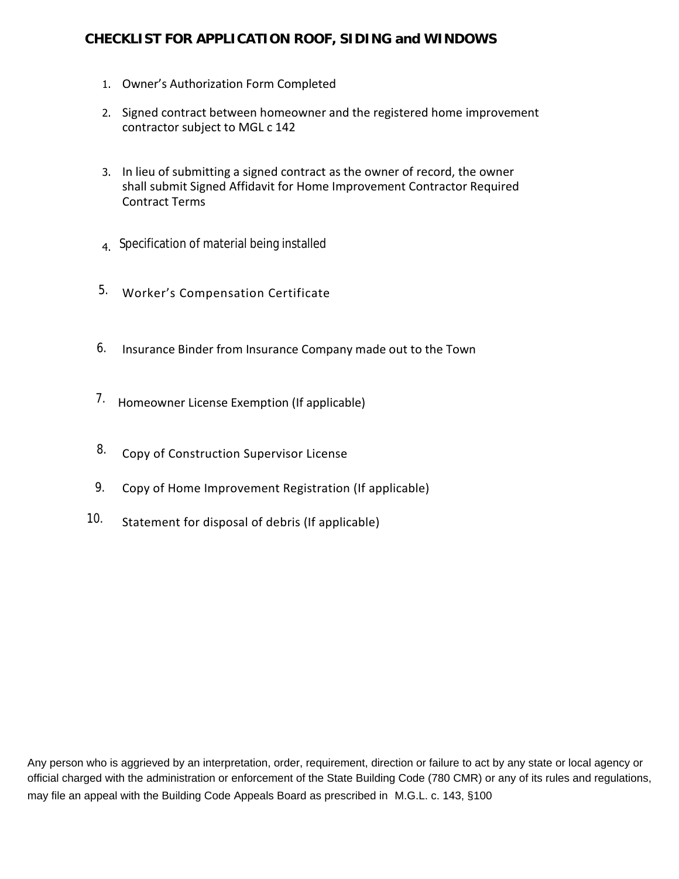# CHECKLIST FOR APPLICATION ROOF, SIDING and WINDOWS

1. Owner's Authorization Form Completed
2. Signed contract between homeowner and the registered home improvement contractor subject to MGL c 142
3. In lieu of submitting a signed contract as the owner of record, the owner shall submit Signed Affidavit for Home Improvement Contractor Required Contract Terms
4. Specification of material being installed
5. Worker's Compensation Certificate
6. Insurance Binder from Insurance Company made out to the Town
7. Homeowner License Exemption (If applicable)
8. Copy of Construction Supervisor License
9. Copy of Home Improvement Registration (If applicable)
10. Statement for disposal of debris (If applicable)

Any person who is aggrieved by an interpretation, order, requirement, direction or failure to act by any state or local agency or official charged with the administration or enforcement of the State Building Code (780 CMR) or any of its rules and regulations, may file an appeal with the Building Code Appeals Board as prescribed in M.G.L. c. 143, §100